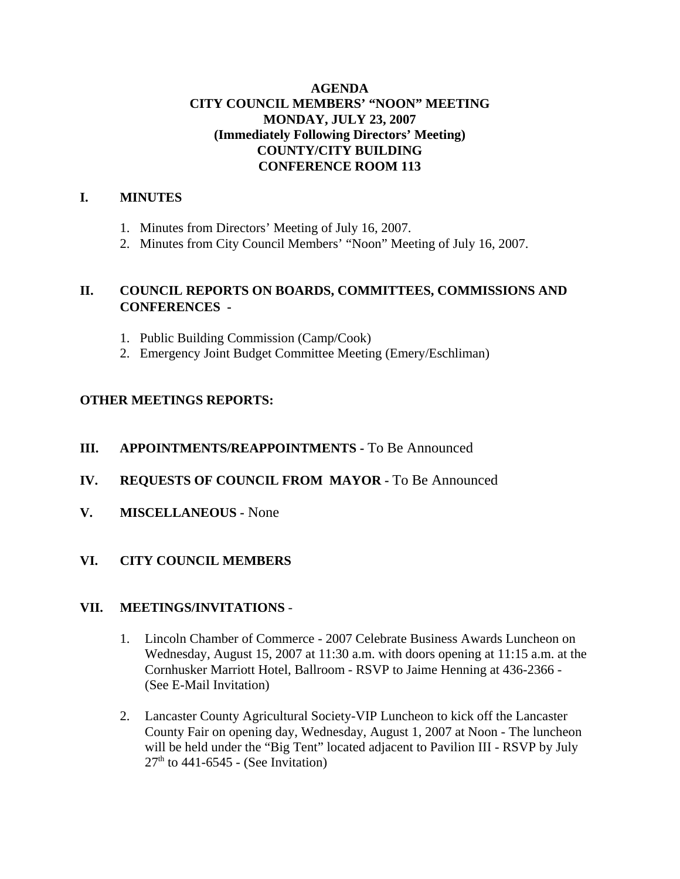# AGENDA
# CITY COUNCIL MEMBERS' "NOON" MEETING
# MONDAY, JULY 23, 2007
# (Immediately Following Directors' Meeting)
# COUNTY/CITY BUILDING
# CONFERENCE ROOM 113

## I. MINUTES

1. Minutes from Directors' Meeting of July 16, 2007.
2. Minutes from City Council Members' "Noon" Meeting of July 16, 2007.

## II. COUNCIL REPORTS ON BOARDS, COMMITTEES, COMMISSIONS AND CONFERENCES -

1. Public Building Commission (Camp/Cook)
2. Emergency Joint Budget Committee Meeting (Emery/Eschliman)

**OTHER MEETINGS REPORTS:**

## III. APPOINTMENTS/REAPPOINTMENTS - To Be Announced

## IV. REQUESTS OF COUNCIL FROM MAYOR - To Be Announced

## V. MISCELLANEOUS - None

## VI. CITY COUNCIL MEMBERS

## VII. MEETINGS/INVITATIONS -

1. Lincoln Chamber of Commerce - 2007 Celebrate Business Awards Luncheon on Wednesday, August 15, 2007 at 11:30 a.m. with doors opening at 11:15 a.m. at the Cornhusker Marriott Hotel, Ballroom - RSVP to Jaime Henning at 436-2366 - (See E-Mail Invitation)

2. Lancaster County Agricultural Society-VIP Luncheon to kick off the Lancaster County Fair on opening day, Wednesday, August 1, 2007 at Noon - The luncheon will be held under the "Big Tent" located adjacent to Pavilion III - RSVP by July 27th to 441-6545 - (See Invitation)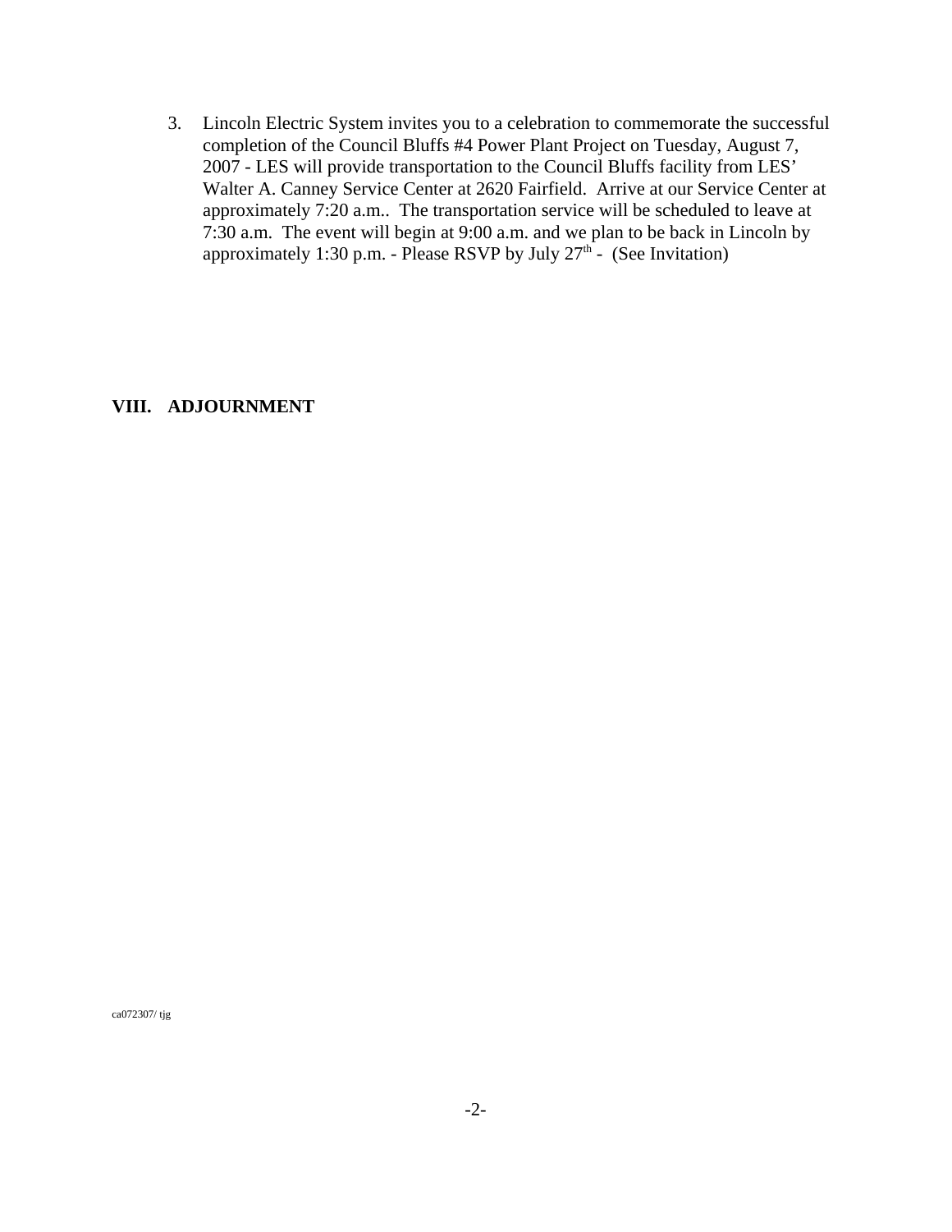3. Lincoln Electric System invites you to a celebration to commemorate the successful completion of the Council Bluffs #4 Power Plant Project on Tuesday, August 7, 2007 - LES will provide transportation to the Council Bluffs facility from LES' Walter A. Canney Service Center at 2620 Fairfield. Arrive at our Service Center at approximately 7:20 a.m.. The transportation service will be scheduled to leave at 7:30 a.m. The event will begin at 9:00 a.m. and we plan to be back in Lincoln by approximately 1:30 p.m. - Please RSVP by July 27th - (See Invitation)

## VIII. ADJOURNMENT

ca072307/ tjg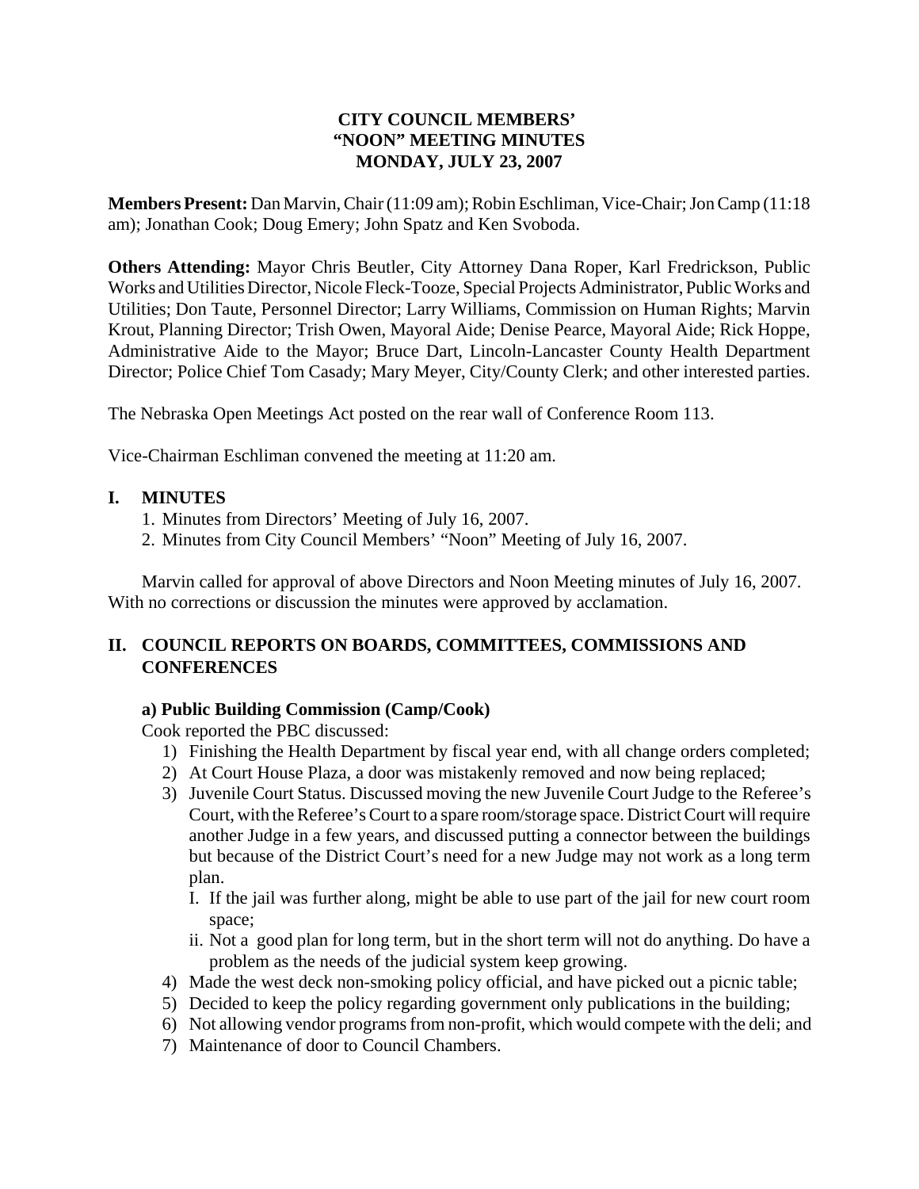**CITY COUNCIL MEMBERS'**
**"NOON" MEETING MINUTES**
**MONDAY, JULY 23, 2007**

**Members Present:** Dan Marvin, Chair (11:09 am); Robin Eschliman, Vice-Chair; Jon Camp (11:18 am); Jonathan Cook; Doug Emery; John Spatz and Ken Svoboda.

**Others Attending:** Mayor Chris Beutler, City Attorney Dana Roper, Karl Fredrickson, Public Works and Utilities Director, Nicole Fleck-Tooze, Special Projects Administrator, Public Works and Utilities; Don Taute, Personnel Director; Larry Williams, Commission on Human Rights; Marvin Krout, Planning Director; Trish Owen, Mayoral Aide; Denise Pearce, Mayoral Aide; Rick Hoppe, Administrative Aide to the Mayor; Bruce Dart, Lincoln-Lancaster County Health Department Director; Police Chief Tom Casady; Mary Meyer, City/County Clerk; and other interested parties.

The Nebraska Open Meetings Act posted on the rear wall of Conference Room 113.

Vice-Chairman Eschliman convened the meeting at 11:20 am.

## I. MINUTES

1. Minutes from Directors' Meeting of July 16, 2007.
2. Minutes from City Council Members' "Noon" Meeting of July 16, 2007.

Marvin called for approval of above Directors and Noon Meeting minutes of July 16, 2007. With no corrections or discussion the minutes were approved by acclamation.

## II. COUNCIL REPORTS ON BOARDS, COMMITTEES, COMMISSIONS AND CONFERENCES

### a) Public Building Commission (Camp/Cook)

Cook reported the PBC discussed:

1) Finishing the Health Department by fiscal year end, with all change orders completed;
2) At Court House Plaza, a door was mistakenly removed and now being replaced;
3) Juvenile Court Status. Discussed moving the new Juvenile Court Judge to the Referee's Court, with the Referee's Court to a spare room/storage space. District Court will require another Judge in a few years, and discussed putting a connector between the buildings but because of the District Court's need for a new Judge may not work as a long term plan.
   I. If the jail was further along, might be able to use part of the jail for new court room space;
   ii. Not a good plan for long term, but in the short term will not do anything. Do have a problem as the needs of the judicial system keep growing.
4) Made the west deck non-smoking policy official, and have picked out a picnic table;
5) Decided to keep the policy regarding government only publications in the building;
6) Not allowing vendor programs from non-profit, which would compete with the deli; and
7) Maintenance of door to Council Chambers.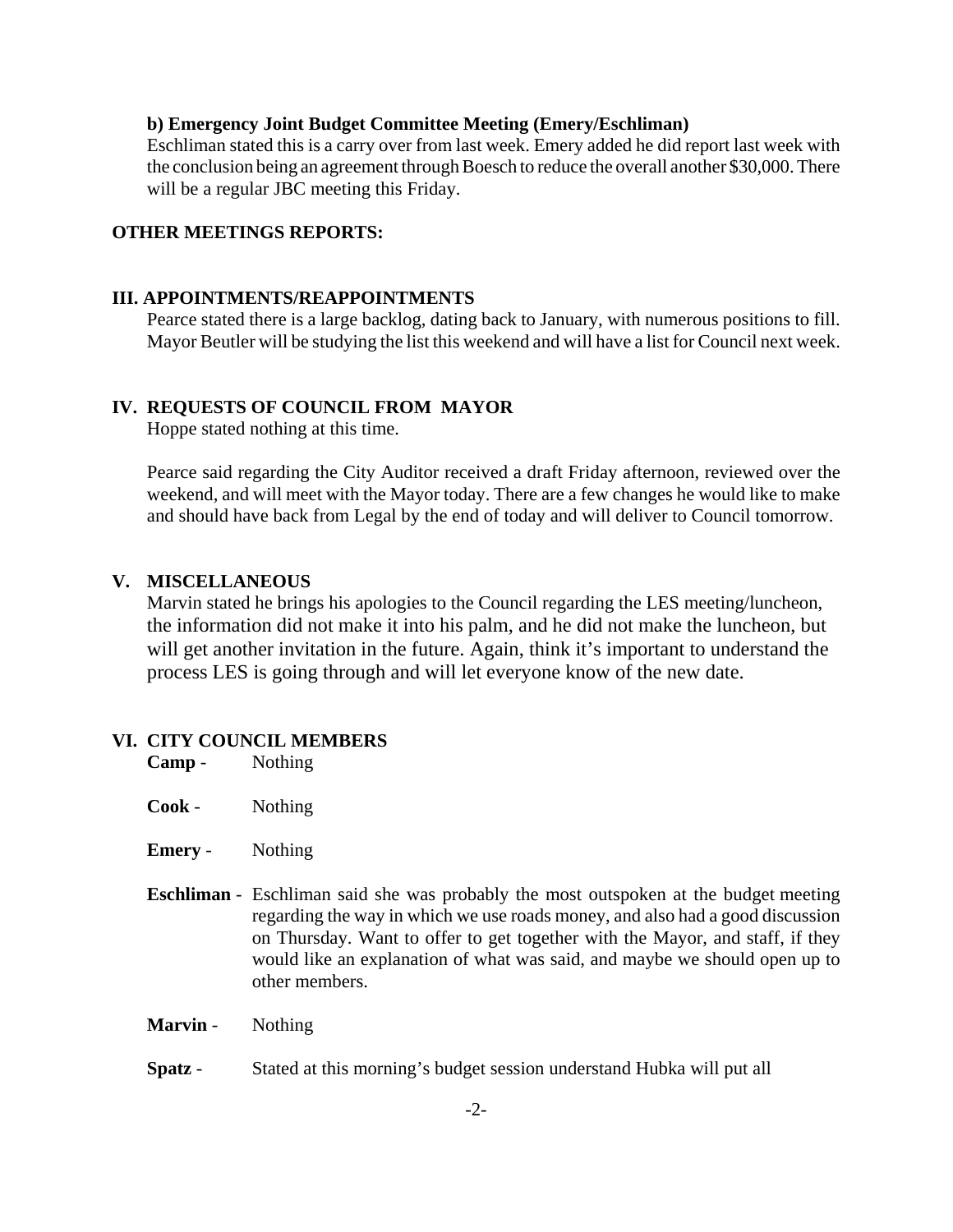**b) Emergency Joint Budget Committee Meeting (Emery/Eschliman)**

Eschliman stated this is a carry over from last week. Emery added he did report last week with the conclusion being an agreement through Boesch to reduce the overall another $30,000. There will be a regular JBC meeting this Friday.

**OTHER MEETINGS REPORTS:**

**III. APPOINTMENTS/REAPPOINTMENTS**

Pearce stated there is a large backlog, dating back to January, with numerous positions to fill. Mayor Beutler will be studying the list this weekend and will have a list for Council next week.

**IV. REQUESTS OF COUNCIL FROM MAYOR**

Hoppe stated nothing at this time.

Pearce said regarding the City Auditor received a draft Friday afternoon, reviewed over the weekend, and will meet with the Mayor today. There are a few changes he would like to make and should have back from Legal by the end of today and will deliver to Council tomorrow.

**V. MISCELLANEOUS**

Marvin stated he brings his apologies to the Council regarding the LES meeting/luncheon, the information did not make it into his palm, and he did not make the luncheon, but will get another invitation in the future. Again, think it's important to understand the process LES is going through and will let everyone know of the new date.

**VI. CITY COUNCIL MEMBERS**

**Camp** - Nothing

**Cook** - Nothing

**Emery** - Nothing

**Eschliman** - Eschliman said she was probably the most outspoken at the budget meeting regarding the way in which we use roads money, and also had a good discussion on Thursday. Want to offer to get together with the Mayor, and staff, if they would like an explanation of what was said, and maybe we should open up to other members.

**Marvin** - Nothing

**Spatz** - Stated at this morning's budget session understand Hubka will put all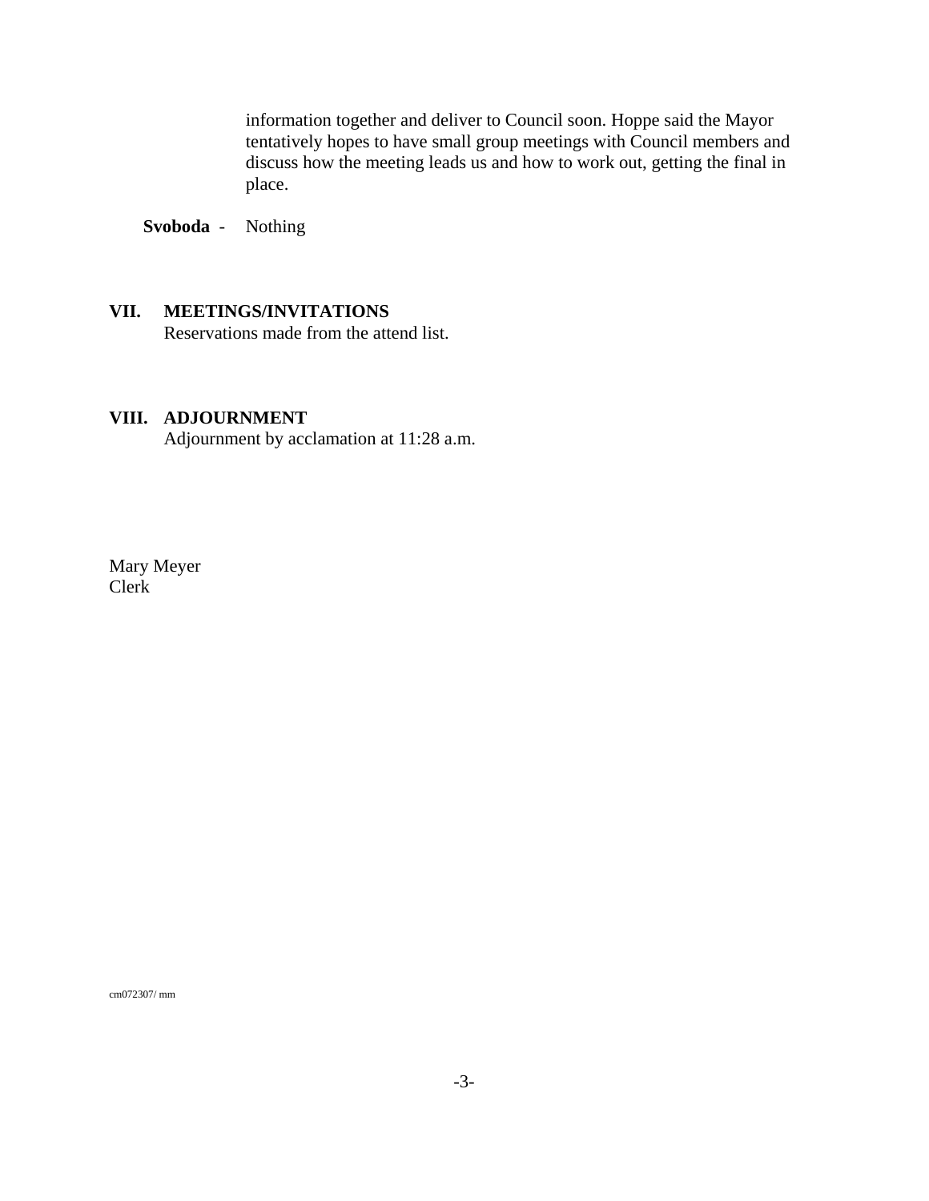information together and deliver to Council soon. Hoppe said the Mayor tentatively hopes to have small group meetings with Council members and discuss how the meeting leads us and how to work out, getting the final in place.

**Svoboda** - Nothing

## VII. MEETINGS/INVITATIONS

Reservations made from the attend list.

## VIII. ADJOURNMENT

Adjournment by acclamation at 11:28 a.m.

Mary Meyer
Clerk

cm072307/ mm